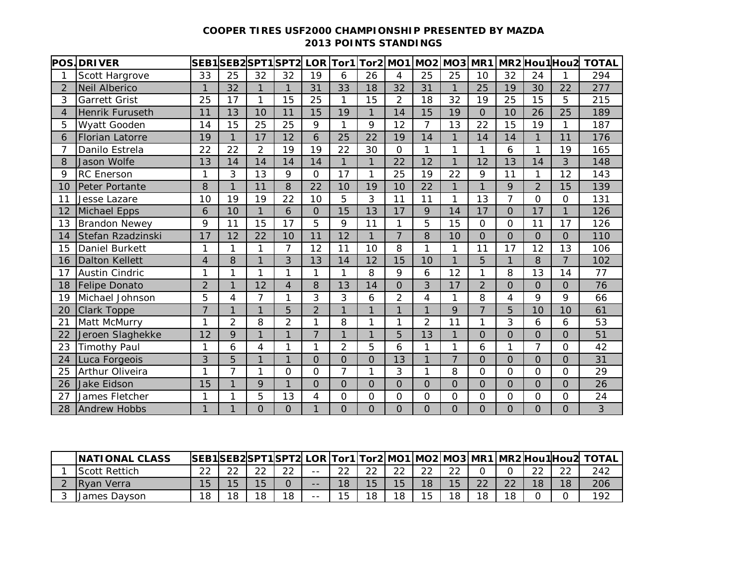## COOPER TIRES USF2000 CHAMPIONSHIP PRESENTED BY MAZDA
## 2013 POINTS STANDINGS

| POS. | DRIVER | SEB1 | SEB2 | SPT1 | SPT2 | LOR | Tor1 | Tor2 | MO1 | MO2 | MO3 | MR1 | MR2 | Hou1 | Hou2 | TOTAL |
|---|---|---|---|---|---|---|---|---|---|---|---|---|---|---|---|---|
| 1 | Scott Hargrove | 33 | 25 | 32 | 32 | 19 | 6 | 26 | 4 | 25 | 25 | 10 | 32 | 24 | 1 | 294 |
| 2 | Neil Alberico | 1 | 32 | 1 | 1 | 31 | 33 | 18 | 32 | 31 | 1 | 25 | 19 | 30 | 22 | 277 |
| 3 | Garrett Grist | 25 | 17 | 1 | 15 | 25 | 1 | 15 | 2 | 18 | 32 | 19 | 25 | 15 | 5 | 215 |
| 4 | Henrik Furuseth | 11 | 13 | 10 | 11 | 15 | 19 | 1 | 14 | 15 | 19 | 0 | 10 | 26 | 25 | 189 |
| 5 | Wyatt Gooden | 14 | 15 | 25 | 25 | 9 | 1 | 9 | 12 | 7 | 13 | 22 | 15 | 19 | 1 | 187 |
| 6 | Florian Latorre | 19 | 1 | 17 | 12 | 6 | 25 | 22 | 19 | 14 | 1 | 14 | 14 | 1 | 11 | 176 |
| 7 | Danilo Estrela | 22 | 22 | 2 | 19 | 19 | 22 | 30 | 0 | 1 | 1 | 1 | 6 | 1 | 19 | 165 |
| 8 | Jason Wolfe | 13 | 14 | 14 | 14 | 14 | 1 | 1 | 22 | 12 | 1 | 12 | 13 | 14 | 3 | 148 |
| 9 | RC Enerson | 1 | 3 | 13 | 9 | 0 | 17 | 1 | 25 | 19 | 22 | 9 | 11 | 1 | 12 | 143 |
| 10 | Peter Portante | 8 | 1 | 11 | 8 | 22 | 10 | 19 | 10 | 22 | 1 | 1 | 9 | 2 | 15 | 139 |
| 11 | Jesse Lazare | 10 | 19 | 19 | 22 | 10 | 5 | 3 | 11 | 11 | 1 | 13 | 7 | 0 | 0 | 131 |
| 12 | Michael Epps | 6 | 10 | 1 | 6 | 0 | 15 | 13 | 17 | 9 | 14 | 17 | 0 | 17 | 1 | 126 |
| 13 | Brandon Newey | 9 | 11 | 15 | 17 | 5 | 9 | 11 | 1 | 5 | 15 | 0 | 0 | 11 | 17 | 126 |
| 14 | Stefan Rzadzinski | 17 | 12 | 22 | 10 | 11 | 12 | 1 | 7 | 8 | 10 | 0 | 0 | 0 | 0 | 110 |
| 15 | Daniel Burkett | 1 | 1 | 1 | 7 | 12 | 11 | 10 | 8 | 1 | 1 | 11 | 17 | 12 | 13 | 106 |
| 16 | Dalton Kellett | 4 | 8 | 1 | 3 | 13 | 14 | 12 | 15 | 10 | 1 | 5 | 1 | 8 | 7 | 102 |
| 17 | Austin Cindric | 1 | 1 | 1 | 1 | 1 | 1 | 8 | 9 | 6 | 12 | 1 | 8 | 13 | 14 | 77 |
| 18 | Felipe Donato | 2 | 1 | 12 | 4 | 8 | 13 | 14 | 0 | 3 | 17 | 2 | 0 | 0 | 0 | 76 |
| 19 | Michael Johnson | 5 | 4 | 7 | 1 | 3 | 3 | 6 | 2 | 4 | 1 | 8 | 4 | 9 | 9 | 66 |
| 20 | Clark Toppe | 7 | 1 | 1 | 5 | 2 | 1 | 1 | 1 | 1 | 9 | 7 | 5 | 10 | 10 | 61 |
| 21 | Matt McMurry | 1 | 2 | 8 | 2 | 1 | 8 | 1 | 1 | 2 | 11 | 1 | 3 | 6 | 6 | 53 |
| 22 | Jeroen Slaghekke | 12 | 9 | 1 | 1 | 7 | 1 | 1 | 5 | 13 | 1 | 0 | 0 | 0 | 0 | 51 |
| 23 | Timothy Paul | 1 | 6 | 4 | 1 | 1 | 2 | 5 | 6 | 1 | 1 | 6 | 1 | 7 | 0 | 42 |
| 24 | Luca Forgeois | 3 | 5 | 1 | 1 | 0 | 0 | 0 | 13 | 1 | 7 | 0 | 0 | 0 | 0 | 31 |
| 25 | Arthur Oliveira | 1 | 7 | 1 | 0 | 0 | 7 | 1 | 3 | 1 | 8 | 0 | 0 | 0 | 0 | 29 |
| 26 | Jake Eidson | 15 | 1 | 9 | 1 | 0 | 0 | 0 | 0 | 0 | 0 | 0 | 0 | 0 | 0 | 26 |
| 27 | James Fletcher | 1 | 1 | 5 | 13 | 4 | 0 | 0 | 0 | 0 | 0 | 0 | 0 | 0 | 0 | 24 |
| 28 | Andrew Hobbs | 1 | 1 | 0 | 0 | 1 | 0 | 0 | 0 | 0 | 0 | 0 | 0 | 0 | 0 | 3 |

| | NATIONAL CLASS | SEB1 | SEB2 | SPT1 | SPT2 | LOR | Tor1 | Tor2 | MO1 | MO2 | MO3 | MR1 | MR2 | Hou1 | Hou2 | TOTAL |
|---|---|---|---|---|---|---|---|---|---|---|---|---|---|---|---|---|
| 1 | Scott Rettich | 22 | 22 | 22 | 22 | -- | 22 | 22 | 22 | 22 | 22 | 0 | 0 | 22 | 22 | 242 |
| 2 | Ryan Verra | 15 | 15 | 15 | 0 | -- | 18 | 15 | 15 | 18 | 15 | 22 | 22 | 18 | 18 | 206 |
| 3 | James Dayson | 18 | 18 | 18 | 18 | -- | 15 | 18 | 18 | 15 | 18 | 18 | 18 | 0 | 0 | 192 |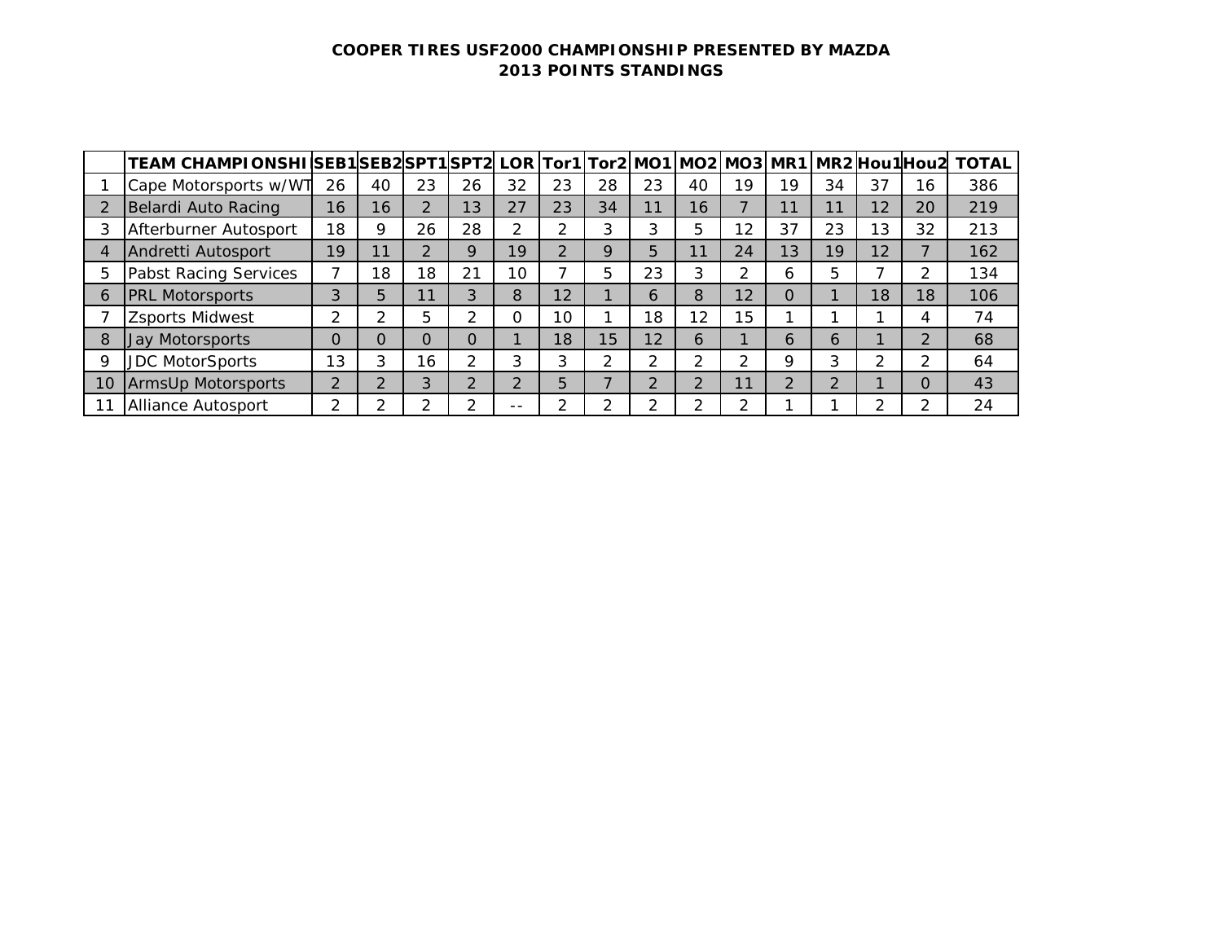**COOPER TIRES USF2000 CHAMPIONSHIP PRESENTED BY MAZDA**
**2013 POINTS STANDINGS**

| | TEAM CHAMPIONSHI | SEB1 | SEB2 | SPT1 | SPT2 | LOR | Tor1 | Tor2 | MO1 | MO2 | MO3 | MR1 | MR2 | Hou1 | Hou2 | TOTAL |
|---|---|---|---|---|---|---|---|---|---|---|---|---|---|---|---|---|
| 1 | Cape Motorsports w/WT | 26 | 40 | 23 | 26 | 32 | 23 | 28 | 23 | 40 | 19 | 19 | 34 | 37 | 16 | 386 |
| 2 | Belardi Auto Racing | 16 | 16 | 2 | 13 | 27 | 23 | 34 | 11 | 16 | 7 | 11 | 11 | 12 | 20 | 219 |
| 3 | Afterburner Autosport | 18 | 9 | 26 | 28 | 2 | 2 | 3 | 3 | 5 | 12 | 37 | 23 | 13 | 32 | 213 |
| 4 | Andretti Autosport | 19 | 11 | 2 | 9 | 19 | 2 | 9 | 5 | 11 | 24 | 13 | 19 | 12 | 7 | 162 |
| 5 | Pabst Racing Services | 7 | 18 | 18 | 21 | 10 | 7 | 5 | 23 | 3 | 2 | 6 | 5 | 7 | 2 | 134 |
| 6 | PRL Motorsports | 3 | 5 | 11 | 3 | 8 | 12 | 1 | 6 | 8 | 12 | 0 | 1 | 18 | 18 | 106 |
| 7 | Zsports Midwest | 2 | 2 | 5 | 2 | 0 | 10 | 1 | 18 | 12 | 15 | 1 | 1 | 1 | 4 | 74 |
| 8 | Jay Motorsports | 0 | 0 | 0 | 0 | 1 | 18 | 15 | 12 | 6 | 1 | 6 | 6 | 1 | 2 | 68 |
| 9 | JDC MotorSports | 13 | 3 | 16 | 2 | 3 | 3 | 2 | 2 | 2 | 2 | 9 | 3 | 2 | 2 | 64 |
| 10 | ArmsUp Motorsports | 2 | 2 | 3 | 2 | 2 | 5 | 7 | 2 | 2 | 11 | 2 | 2 | 1 | 0 | 43 |
| 11 | Alliance Autosport | 2 | 2 | 2 | 2 | -- | 2 | 2 | 2 | 2 | 2 | 1 | 1 | 2 | 2 | 24 |